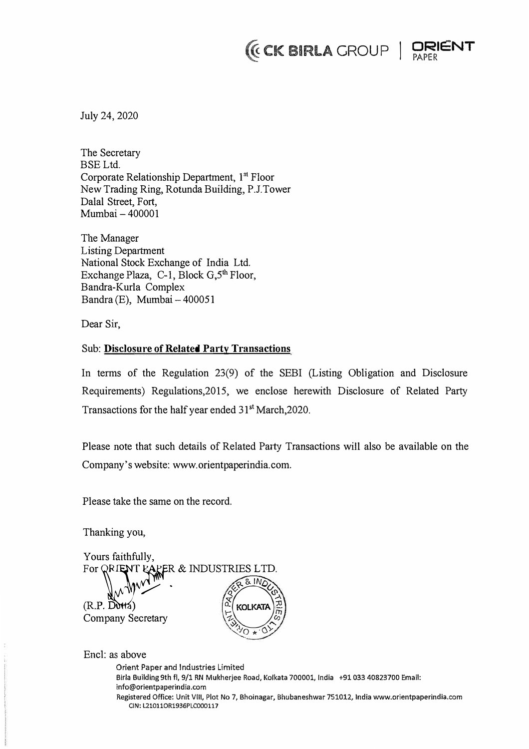CK BIRLA GROUP | ORIENT PAPER

July 24, 2020

The Secretary
BSE Ltd.
Corporate Relationship Department, 1st Floor
New Trading Ring, Rotunda Building, P.J.Tower
Dalal Street, Fort,
Mumbai – 400001

The Manager
Listing Department
National Stock Exchange of India Ltd.
Exchange Plaza, C-1, Block G,5th Floor,
Bandra-Kurla Complex
Bandra (E), Mumbai – 400051

Dear Sir,

Sub: **Disclosure of Related Party Transactions**

In terms of the Regulation 23(9) of the SEBI (Listing Obligation and Disclosure Requirements) Regulations,2015, we enclose herewith Disclosure of Related Party Transactions for the half year ended 31st March,2020.

Please note that such details of Related Party Transactions will also be available on the Company's website: www.orientpaperindia.com.

Please take the same on the record.

Thanking you,

Yours faithfully,
For ORIENT PAPER & INDUSTRIES LTD.

(R.P. Dutta)
Company Secretary

Encl: as above

Orient Paper and Industries Limited
Birla Building 9th fl, 9/1 RN Mukherjee Road, Kolkata 700001, India +91 033 40823700 Email: info@orientpaperindia.com
Registered Office: Unit VIII, Plot No 7, Bhoinagar, Bhubaneshwar 751012, India www.orientpaperindia.com
CIN: L21011OR1936PLC000117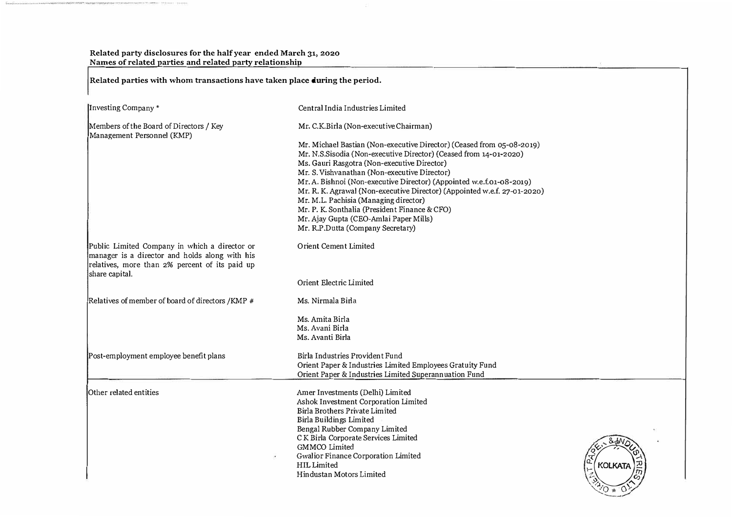**Related party disclosures for the half year ended March 31, 2020**
**Names of related parties and related party relationship**

**Related parties with whom transactions have taken place during the period.**

| | |
|---|---|
| Investing Company * | Central India Industries Limited |
| Members of the Board of Directors / Key Management Personnel (KMP) | Mr. C.K.Birla (Non-executive Chairman) |
| | Mr. Michael Bastian (Non-executive Director) (Ceased from 05-08-2019) |
| | Mr. N.S.Sisodia (Non-executive Director) (Ceased from 14-01-2020) |
| | Ms. Gauri Rasgotra (Non-executive Director) |
| | Mr. S. Vishvanathan (Non-executive Director) |
| | Mr. A. Bishnoi (Non-executive Director) (Appointed w.e.f.01-08-2019) |
| | Mr. R. K. Agrawal (Non-executive Director) (Appointed w.e.f. 27-01-2020) |
| | Mr. M.L. Pachisia (Managing director) |
| | Mr. P. K. Sonthalia (President Finance & CFO) |
| | Mr. Ajay Gupta (CEO-Amlai Paper Mills) |
| | Mr. R.P.Dutta (Company Secretary) |
| Public Limited Company in which a director or manager is a director and holds along with his relatives, more than 2% percent of its paid up share capital. | Orient Cement Limited |
| | Orient Electric Limited |
| Relatives of member of board of directors /KMP # | Ms. Nirmala Birla |
| | Ms. Amita Birla |
| | Ms. Avani Birla |
| | Ms. Avanti Birla |
| Post-employment employee benefit plans | Birla Industries Provident Fund |
| | Orient Paper & Industries Limited Employees Gratuity Fund |
| | Orient Paper & Industries Limited Superannuation Fund |
| Other related entities | Amer Investments (Delhi) Limited |
| | Ashok Investment Corporation Limited |
| | Birla Brothers Private Limited |
| | Birla Buildings Limited |
| | Bengal Rubber Company Limited |
| | C K Birla Corporate Services Limited |
| | GMMCO Limited |
| | Gwalior Finance Corporation Limited |
| | HIL Limited |
| | Hindustan Motors Limited |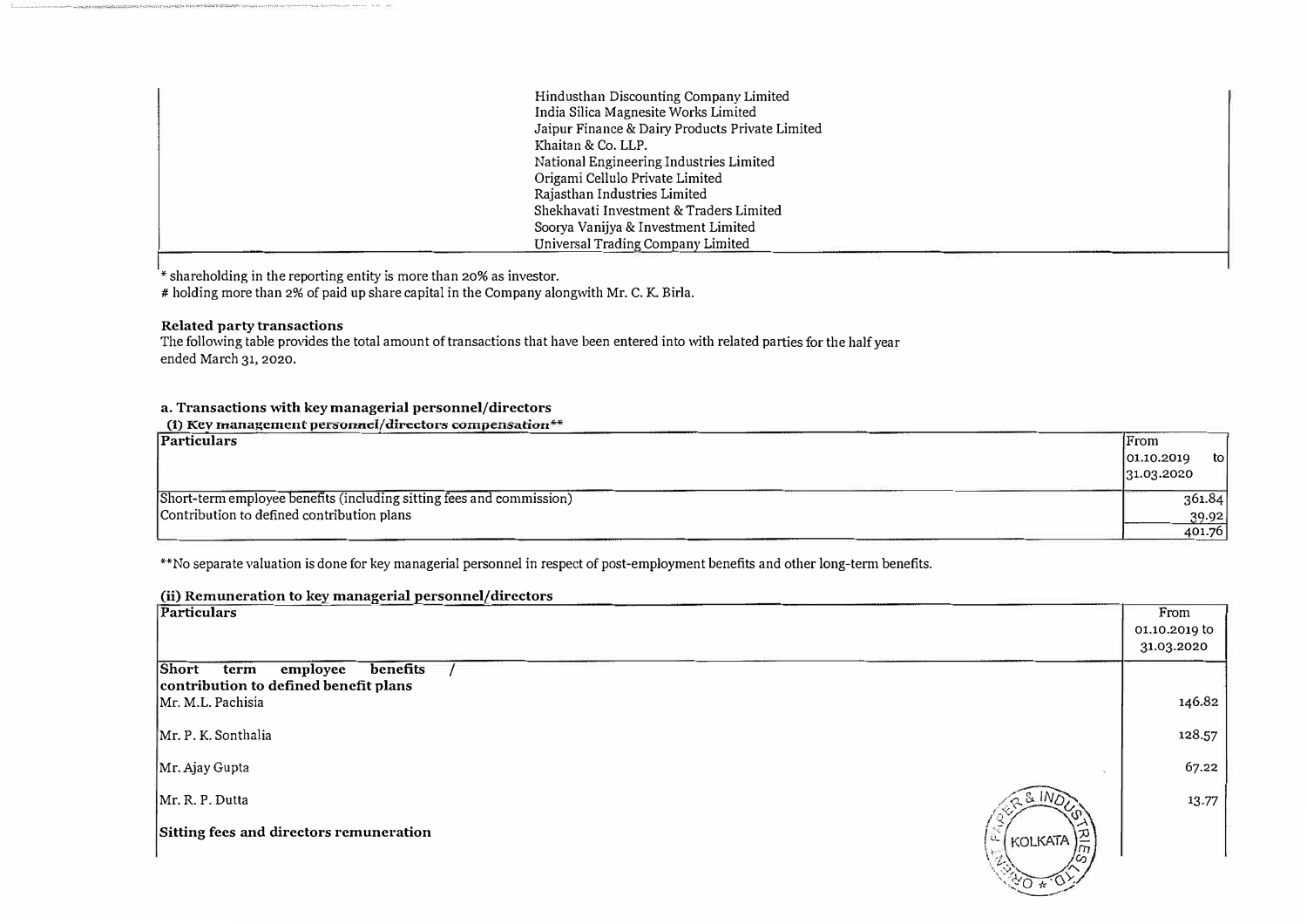| | |
|---|---|
| | Hindusthan Discounting Company Limited<br>India Silica Magnesite Works Limited<br>Jaipur Finance & Dairy Products Private Limited<br>Khaitan & Co. LLP.<br>National Engineering Industries Limited<br>Origami Cellulo Private Limited<br>Rajasthan Industries Limited<br>Shekhavati Investment & Traders Limited<br>Soorya Vanijya & Investment Limited<br>Universal Trading Company Limited |

* shareholding in the reporting entity is more than 20% as investor.
# holding more than 2% of paid up share capital in the Company alongwith Mr. C. K. Birla.

**Related party transactions**
The following table provides the total amount of transactions that have been entered into with related parties for the half year ended March 31, 2020.

**a. Transactions with key managerial personnel/directors**

**(i) Key management personnel/directors compensation****

| Particulars | From 01.10.2019 to 31.03.2020 |
|---|---|
| Short-term employee benefits (including sitting fees and commission) | 361.84 |
| Contribution to defined contribution plans | 39.92 |
| | 401.76 |

**No separate valuation is done for key managerial personnel in respect of post-employment benefits and other long-term benefits.

**(ii) Remuneration to key managerial personnel/directors**

| Particulars | From 01.10.2019 to 31.03.2020 |
|---|---|
| **Short term employee benefits / contribution to defined benefit plans** | |
| Mr. M.L. Pachisia | 146.82 |
| Mr. P. K. Sonthalia | 128.57 |
| Mr. Ajay Gupta | 67.22 |
| Mr. R. P. Dutta | 13.77 |
| **Sitting fees and directors remuneration** | |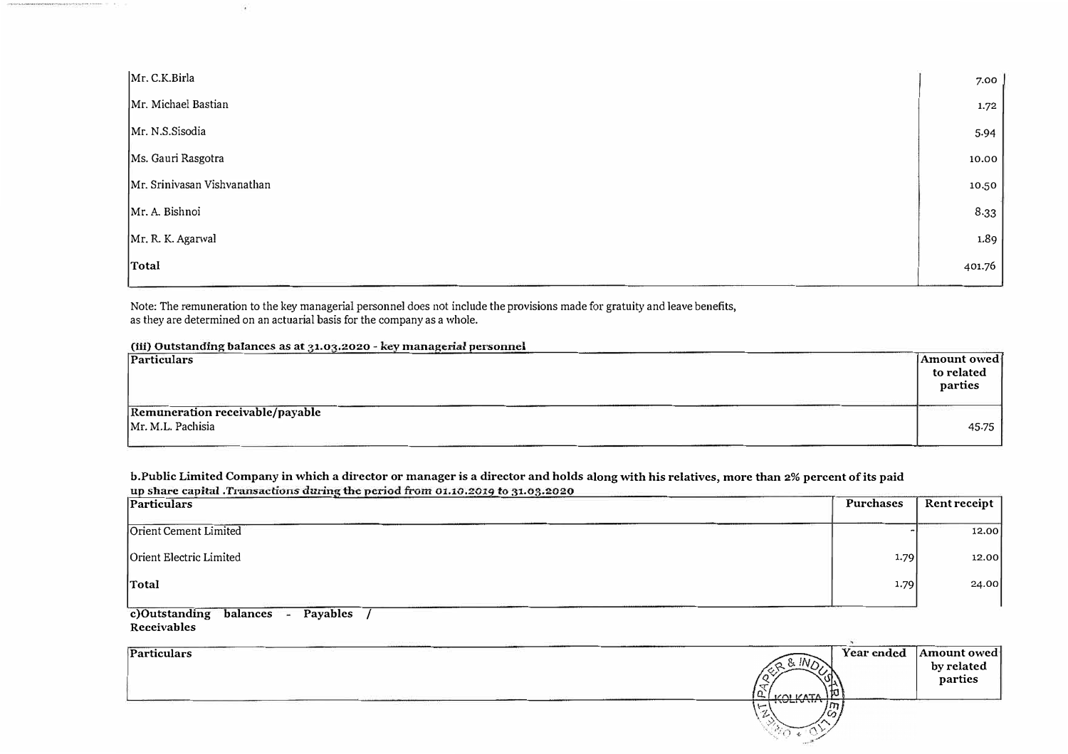| | |
|---|---|
| Mr. C.K.Birla | 7.00 |
| Mr. Michael Bastian | 1.72 |
| Mr. N.S.Sisodia | 5.94 |
| Ms. Gauri Rasgotra | 10.00 |
| Mr. Srinivasan Vishvanathan | 10.50 |
| Mr. A. Bishnoi | 8.33 |
| Mr. R. K. Agarwal | 1.89 |
| **Total** | 401.76 |

Note: The remuneration to the key managerial personnel does not include the provisions made for gratuity and leave benefits, as they are determined on an actuarial basis for the company as a whole.

**(iii) Outstanding balances as at 31.03.2020 - key managerial personnel**

| Particulars | Amount owed to related parties |
|---|---|
| **Remuneration receivable/payable** | |
| Mr. M.L. Pachisia | 45.75 |

**b.Public Limited Company in which a director or manager is a director and holds along with his relatives, more than 2% percent of its paid up share capital .Transactions during the period from 01.10.2019 to 31.03.2020**

| Particulars | Purchases | Rent receipt |
|---|---|---|
| Orient Cement Limited | - | 12.00 |
| Orient Electric Limited | 1.79 | 12.00 |
| **Total** | 1.79 | 24.00 |

**c)Outstanding balances - Payables / Receivables**

| Particulars | Year ended | Amount owed by related parties |
|---|---|---|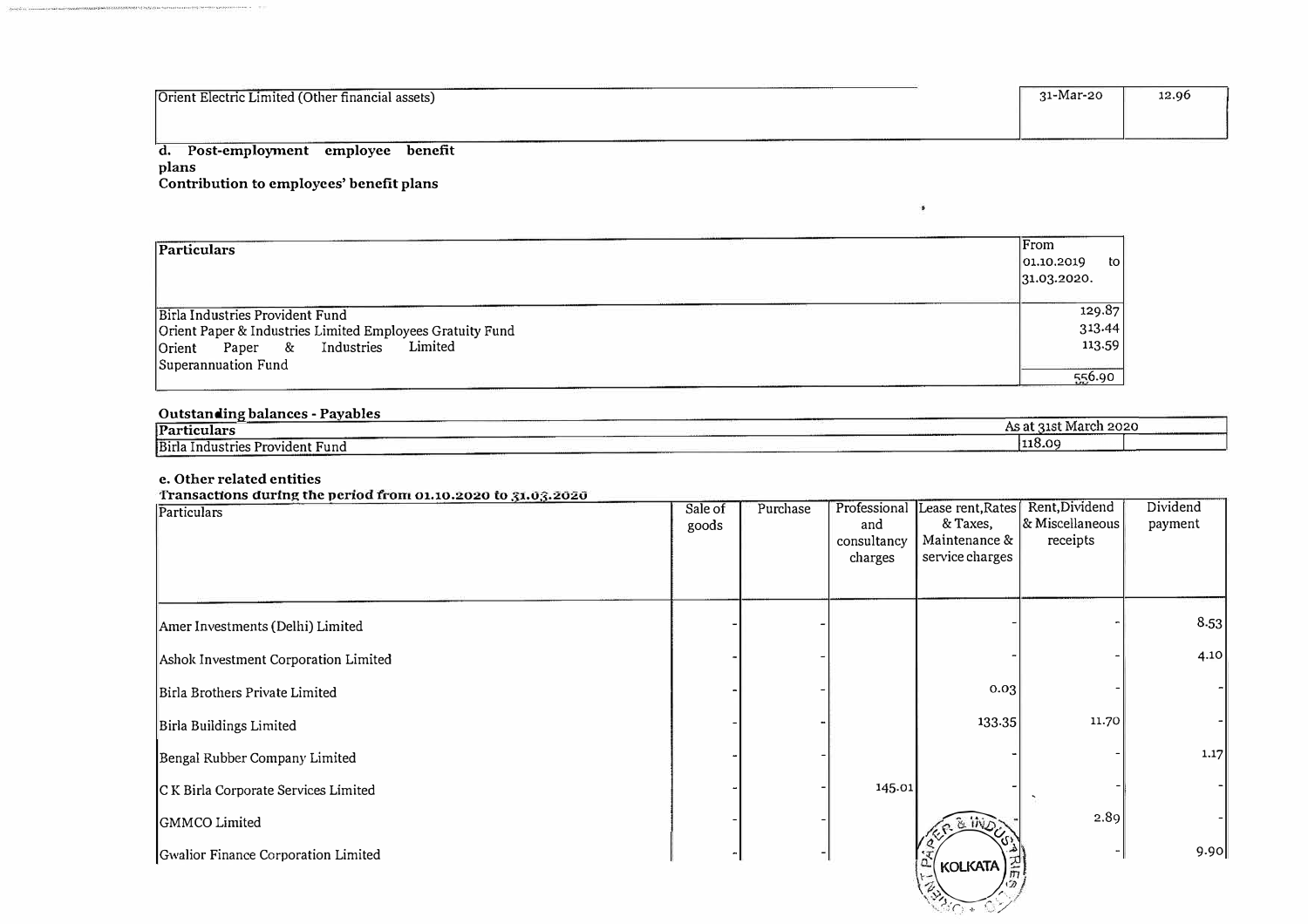| Orient Electric Limited (Other financial assets) | 31-Mar-20 | 12.96 |
|---|---|---|

**d. Post-employment employee benefit plans**

**Contribution to employees' benefit plans**

| Particulars | From 01.10.2019 to 31.03.2020. |
|---|---|
| Birla Industries Provident Fund | 129.87 |
| Orient Paper & Industries Limited Employees Gratuity Fund | 313.44 |
| Orient Paper & Industries Limited Superannuation Fund | 113.59 |
| | 556.90 |

**Outstanding balances - Payables**

| Particulars | As at 31st March 2020 |
|---|---|
| Birla Industries Provident Fund | 118.09 |

**e. Other related entities**

**Transactions during the period from 01.10.2020 to 31.03.2020**

| Particulars | Sale of goods | Purchase | Professional and consultancy charges | Lease rent,Rates & Taxes, Maintenance & service charges | Rent,Dividend & Miscellaneous receipts | Dividend payment |
|---|---|---|---|---|---|---|
| Amer Investments (Delhi) Limited | - | - | | - | - | 8.53 |
| Ashok Investment Corporation Limited | - | - | | - | - | 4.10 |
| Birla Brothers Private Limited | - | - | | 0.03 | - | - |
| Birla Buildings Limited | - | - | | 133.35 | 11.70 | - |
| Bengal Rubber Company Limited | - | - | | - | - | 1.17 |
| C K Birla Corporate Services Limited | - | - | 145.01 | - | - | - |
| GMMCO Limited | - | - | | - | 2.89 | - |
| Gwalior Finance Corporation Limited | - | - | | | - | 9.90 |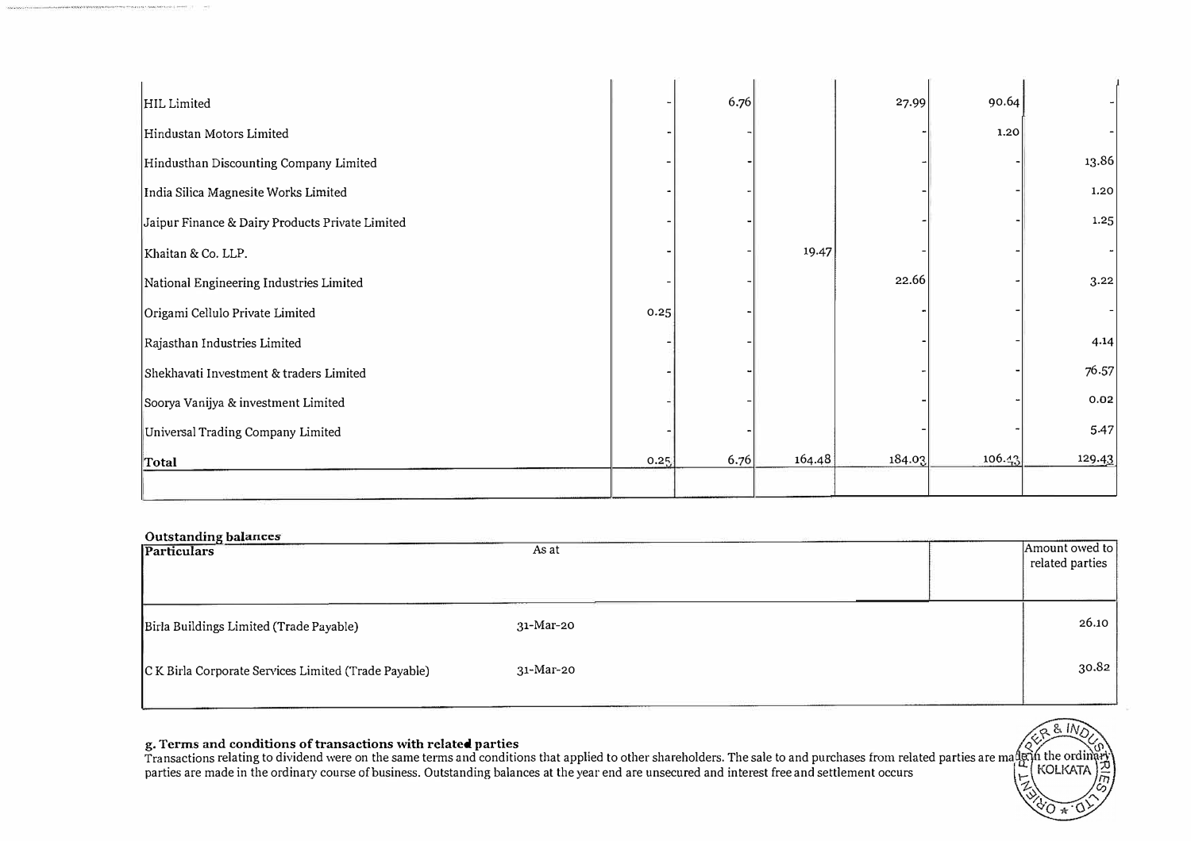| | | | | | | |
|---|---|---|---|---|---|---|
| HIL Limited | - | 6.76 | | 27.99 | 90.64 | - |
| Hindustan Motors Limited | - | - | | - | 1.20 | - |
| Hindusthan Discounting Company Limited | - | - | | - | - | 13.86 |
| India Silica Magnesite Works Limited | - | - | | - | - | 1.20 |
| Jaipur Finance & Dairy Products Private Limited | - | - | | - | - | 1.25 |
| Khaitan & Co. LLP. | - | - | 19.47 | - | - | - |
| National Engineering Industries Limited | - | - | | 22.66 | - | 3.22 |
| Origami Cellulo Private Limited | 0.25 | - | | - | - | - |
| Rajasthan Industries Limited | - | - | | - | - | 4.14 |
| Shekhavati Investment & traders Limited | - | - | | - | - | 76.57 |
| Soorya Vanijya & investment Limited | - | - | | - | - | 0.02 |
| Universal Trading Company Limited | - | - | | - | - | 5.47 |
| **Total** | 0.25 | 6.76 | 164.48 | 184.03 | 106.43 | 129.43 |

**Outstanding balances**

| Particulars | As at | | Amount owed to related parties |
|---|---|---|---|
| Birla Buildings Limited (Trade Payable) | 31-Mar-20 | | 26.10 |
| C K Birla Corporate Services Limited (Trade Payable) | 31-Mar-20 | | 30.82 |

**g. Terms and conditions of transactions with related parties**

Transactions relating to dividend were on the same terms and conditions that applied to other shareholders. The sale to and purchases from related parties are made in the ordinary parties are made in the ordinary course of business. Outstanding balances at the year end are unsecured and interest free and settlement occurs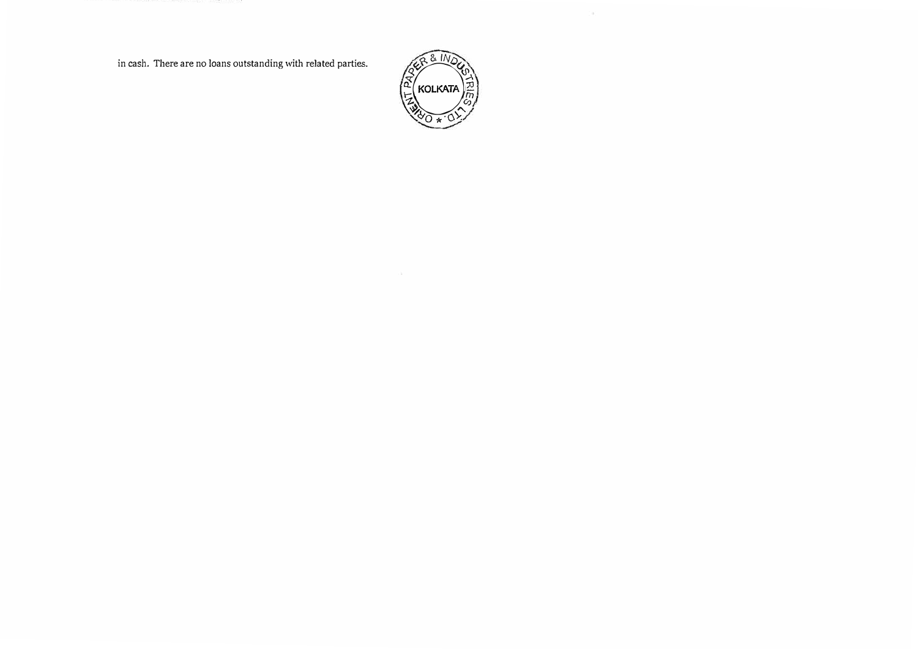in cash. There are no loans outstanding with related parties.